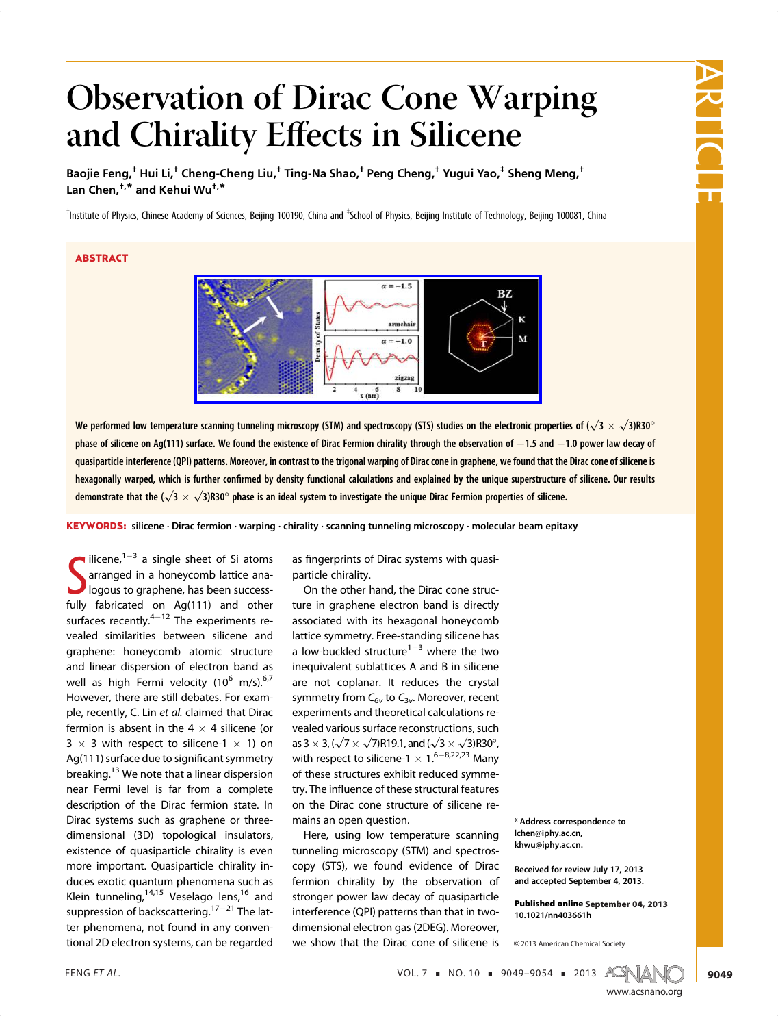# Observation of Dirac Cone Warping and Chirality Effects in Silicene

Baojie Feng,[†] Hui Li,[†] Cheng-Cheng Liu,[†] Ting-Na Shao,[†] Peng Cheng,[†] Yugui Yao,[‡] Sheng Meng,[†] Lan Chen,[†,*] and Kehui Wu[†,*]

[†]Institute of Physics, Chinese Academy of Sciences, Beijing 100190, China and [‡]School of Physics, Beijing Institute of Technology, Beijing 100081, China

## ABSTRACT

**We performed low temperature scanning tunneling microscopy (STM) and spectroscopy (STS) studies on the electronic properties of ($\sqrt{3} \times \sqrt{3}$)R30° phase of silicene on Ag(111) surface. We found the existence of Dirac Fermion chirality through the observation of −1.5 and −1.0 power law decay of quasiparticle interference (QPI) patterns. Moreover, in contrast to the trigonal warping of Dirac cone in graphene, we found that the Dirac cone of silicene is hexagonally warped, which is further confirmed by density functional calculations and explained by the unique superstructure of silicene. Our results demonstrate that the ($\sqrt{3} \times \sqrt{3}$)R30° phase is an ideal system to investigate the unique Dirac Fermion properties of silicene.**

**KEYWORDS:** silicene · Dirac fermion · warping · chirality · scanning tunneling microscopy · molecular beam epitaxy

Silicene,[1−3] a single sheet of Si atoms arranged in a honeycomb lattice analogous to graphene, has been successfully fabricated on Ag(111) and other surfaces recently.[4−12] The experiments revealed similarities between silicene and graphene: honeycomb atomic structure and linear dispersion of electron band as well as high Fermi velocity ($10^6$ m/s).[6,7] However, there are still debates. For example, recently, C. Lin *et al.* claimed that Dirac fermion is absent in the 4 × 4 silicene (or 3 × 3 with respect to silicene-1 × 1) on Ag(111) surface due to significant symmetry breaking.[13] We note that a linear dispersion near Fermi level is far from a complete description of the Dirac fermion state. In Dirac systems such as graphene or three-dimensional (3D) topological insulators, existence of quasiparticle chirality is even more important. Quasiparticle chirality induces exotic quantum phenomena such as Klein tunneling,[14,15] Veselago lens,[16] and suppression of backscattering.[17−21] The latter phenomena, not found in any conventional 2D electron systems, can be regarded as fingerprints of Dirac systems with quasiparticle chirality.

On the other hand, the Dirac cone structure in graphene electron band is directly associated with its hexagonal honeycomb lattice symmetry. Free-standing silicene has a low-buckled structure[1−3] where the two inequivalent sublattices A and B in silicene are not coplanar. It reduces the crystal symmetry from $C_{6v}$ to $C_{3v}$. Moreover, recent experiments and theoretical calculations revealed various surface reconstructions, such as 3 × 3, ($\sqrt{7} \times \sqrt{7}$)R19.1, and ($\sqrt{3} \times \sqrt{3}$)R30°, with respect to silicene-1 × 1.[6−8,22,23] Many of these structures exhibit reduced symmetry. The influence of these structural features on the Dirac cone structure of silicene remains an open question.

Here, using low temperature scanning tunneling microscopy (STM) and spectroscopy (STS), we found evidence of Dirac fermion chirality by the observation of stronger power law decay of quasiparticle interference (QPI) patterns than that in two-dimensional electron gas (2DEG). Moreover, we show that the Dirac cone of silicene is

\* Address correspondence to lchen@iphy.ac.cn, khwu@iphy.ac.cn.

Received for review July 17, 2013 and accepted September 4, 2013.

Published online September 04, 2013 10.1021/nn403661h

© 2013 American Chemical Society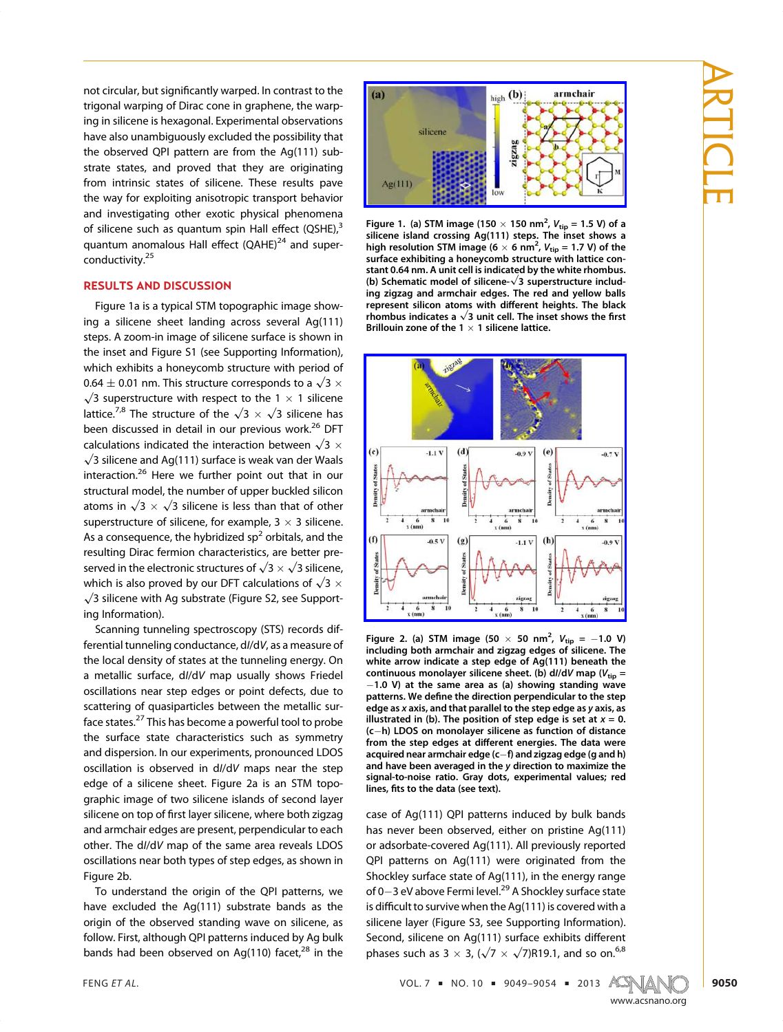not circular, but significantly warped. In contrast to the trigonal warping of Dirac cone in graphene, the warping in silicene is hexagonal. Experimental observations have also unambiguously excluded the possibility that the observed QPI pattern are from the Ag(111) substrate states, and proved that they are originating from intrinsic states of silicene. These results pave the way for exploiting anisotropic transport behavior and investigating other exotic physical phenomena of silicene such as quantum spin Hall effect (QSHE),[3] quantum anomalous Hall effect (QAHE)[24] and superconductivity.[25]

## RESULTS AND DISCUSSION

Figure 1a is a typical STM topographic image showing a silicene sheet landing across several Ag(111) steps. A zoom-in image of silicene surface is shown in the inset and Figure S1 (see Supporting Information), which exhibits a honeycomb structure with period of 0.64 ± 0.01 nm. This structure corresponds to a $\sqrt{3} \times \sqrt{3}$ superstructure with respect to the 1 × 1 silicene lattice.[7,8] The structure of the $\sqrt{3} \times \sqrt{3}$ silicene has been discussed in detail in our previous work.[26] DFT calculations indicated the interaction between $\sqrt{3} \times \sqrt{3}$ silicene and Ag(111) surface is weak van der Waals interaction.[26] Here we further point out that in our structural model, the number of upper buckled silicon atoms in $\sqrt{3} \times \sqrt{3}$ silicene is less than that of other superstructure of silicene, for example, 3 × 3 silicene. As a consequence, the hybridized $sp^2$ orbitals, and the resulting Dirac fermion characteristics, are better preserved in the electronic structures of $\sqrt{3} \times \sqrt{3}$ silicene, which is also proved by our DFT calculations of $\sqrt{3} \times \sqrt{3}$ silicene with Ag substrate (Figure S2, see Supporting Information).

Scanning tunneling spectroscopy (STS) records differential tunneling conductance, d*I*/d*V*, as a measure of the local density of states at the tunneling energy. On a metallic surface, d*I*/d*V* map usually shows Friedel oscillations near step edges or point defects, due to scattering of quasiparticles between the metallic surface states.[27] This has become a powerful tool to probe the surface state characteristics such as symmetry and dispersion. In our experiments, pronounced LDOS oscillation is observed in d*I*/d*V* maps near the step edge of a silicene sheet. Figure 2a is an STM topographic image of two silicene islands of second layer silicene on top of first layer silicene, where both zigzag and armchair edges are present, perpendicular to each other. The d*I*/d*V* map of the same area reveals LDOS oscillations near both types of step edges, as shown in Figure 2b.

To understand the origin of the QPI patterns, we have excluded the Ag(111) substrate bands as the origin of the observed standing wave on silicene, as follow. First, although QPI patterns induced by Ag bulk bands had been observed on Ag(110) facet,[28] in the case of Ag(111) QPI patterns induced by bulk bands has never been observed, either on pristine Ag(111) or adsorbate-covered Ag(111). All previously reported QPI patterns on Ag(111) were originated from the Shockley surface state of Ag(111), in the energy range of 0−3 eV above Fermi level.[29] A Shockley surface state is difficult to survive when the Ag(111) is covered with a silicene layer (Figure S3, see Supporting Information). Second, silicene on Ag(111) surface exhibits different phases such as 3 × 3, ($\sqrt{7} \times \sqrt{7}$)R19.1, and so on.[6,8]

**Figure 1. (a) STM image (150 × 150 nm$^2$, $V_{tip}$ = 1.5 V) of a silicene island crossing Ag(111) steps. The inset shows a high resolution STM image (6 × 6 nm$^2$, $V_{tip}$ = 1.7 V) of the surface exhibiting a honeycomb structure with lattice constant 0.64 nm. A unit cell is indicated by the white rhombus. (b) Schematic model of silicene-$\sqrt{3}$ superstructure including zigzag and armchair edges. The red and yellow balls represent silicon atoms with different heights. The black rhombus indicates a $\sqrt{3}$ unit cell. The inset shows the first Brillouin zone of the 1 × 1 silicene lattice.**

**Figure 2. (a) STM image (50 × 50 nm$^2$, $V_{tip}$ = −1.0 V) including both armchair and zigzag edges of silicene. The white arrow indicate a step edge of Ag(111) beneath the continuous monolayer silicene sheet. (b) d*I*/d*V* map ($V_{tip}$ = −1.0 V) at the same area as (a) showing standing wave patterns. We define the direction perpendicular to the step edge as *x* axis, and that parallel to the step edge as *y* axis, as illustrated in (b). The position of step edge is set at *x* = 0. (c−h) LDOS on monolayer silicene as function of distance from the step edges at different energies. The data were acquired near armchair edge (c−f) and zigzag edge (g and h) and have been averaged in the *y* direction to maximize the signal-to-noise ratio. Gray dots, experimental values; red lines, fits to the data (see text).**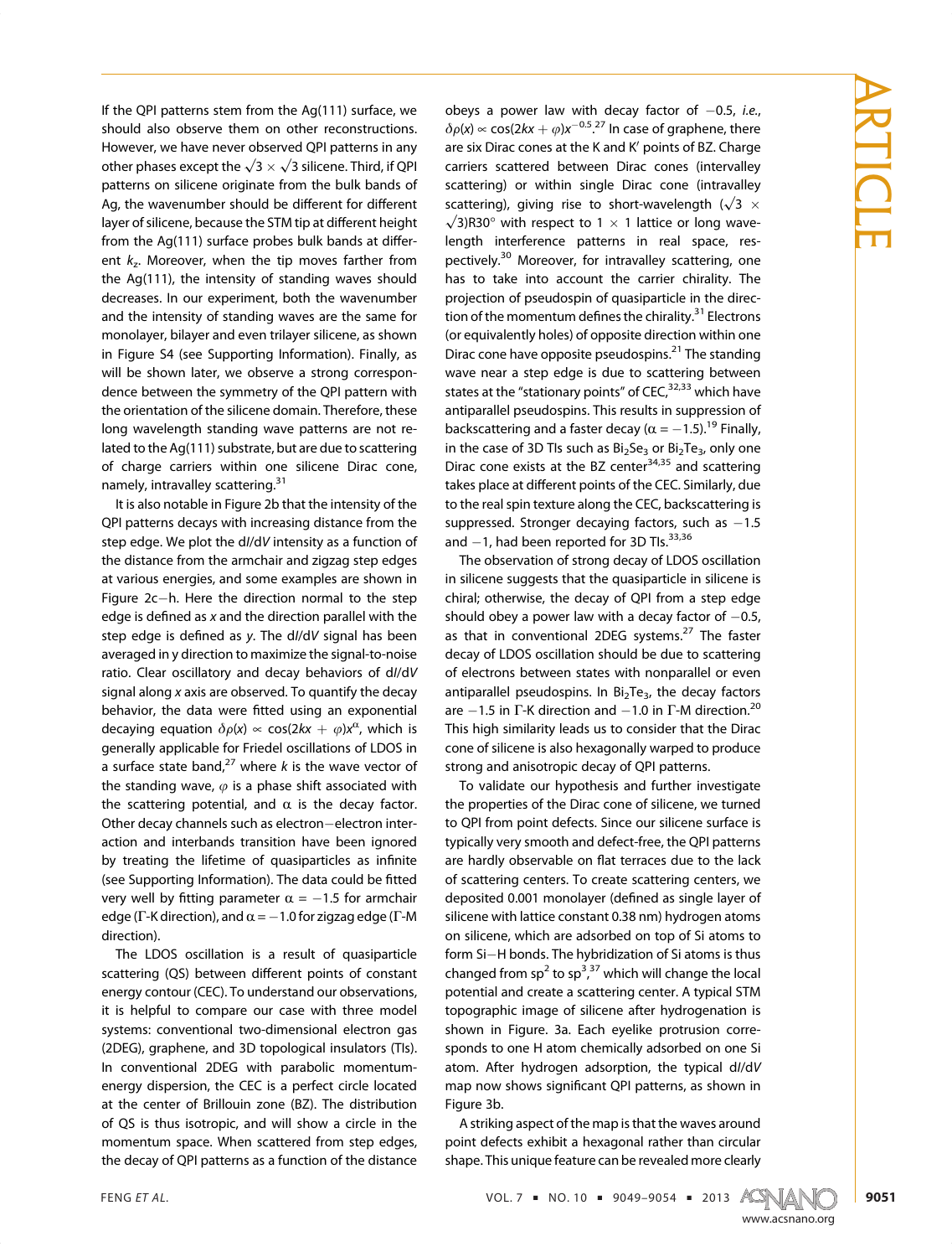If the QPI patterns stem from the Ag(111) surface, we should also observe them on other reconstructions. However, we have never observed QPI patterns in any other phases except the $\sqrt{3} \times \sqrt{3}$ silicene. Third, if QPI patterns on silicene originate from the bulk bands of Ag, the wavenumber should be different for different layer of silicene, because the STM tip at different height from the Ag(111) surface probes bulk bands at different $k_z$. Moreover, when the tip moves farther from the Ag(111), the intensity of standing waves should decreases. In our experiment, both the wavenumber and the intensity of standing waves are the same for monolayer, bilayer and even trilayer silicene, as shown in Figure S4 (see Supporting Information). Finally, as will be shown later, we observe a strong correspondence between the symmetry of the QPI pattern with the orientation of the silicene domain. Therefore, these long wavelength standing wave patterns are not related to the Ag(111) substrate, but are due to scattering of charge carriers within one silicene Dirac cone, namely, intravalley scattering.[31]

It is also notable in Figure 2b that the intensity of the QPI patterns decays with increasing distance from the step edge. We plot the d*I*/d*V* intensity as a function of the distance from the armchair and zigzag step edges at various energies, and some examples are shown in Figure 2c−h. Here the direction normal to the step edge is defined as *x* and the direction parallel with the step edge is defined as *y*. The d*I*/d*V* signal has been averaged in *y* direction to maximize the signal-to-noise ratio. Clear oscillatory and decay behaviors of d*I*/d*V* signal along *x* axis are observed. To quantify the decay behavior, the data were fitted using an exponential decaying equation $\delta\rho(x) \propto \cos(2kx + \varphi)x^{\alpha}$, which is generally applicable for Friedel oscillations of LDOS in a surface state band,[27] where $k$ is the wave vector of the standing wave, $\varphi$ is a phase shift associated with the scattering potential, and $\alpha$ is the decay factor. Other decay channels such as electron−electron interaction and interbands transition have been ignored by treating the lifetime of quasiparticles as infinite (see Supporting Information). The data could be fitted very well by fitting parameter $\alpha = -1.5$ for armchair edge (Γ-K direction), and $\alpha = -1.0$ for zigzag edge (Γ-M direction).

The LDOS oscillation is a result of quasiparticle scattering (QS) between different points of constant energy contour (CEC). To understand our observations, it is helpful to compare our case with three model systems: conventional two-dimensional electron gas (2DEG), graphene, and 3D topological insulators (TIs). In conventional 2DEG with parabolic momentum-energy dispersion, the CEC is a perfect circle located at the center of Brillouin zone (BZ). The distribution of QS is thus isotropic, and will show a circle in the momentum space. When scattered from step edges, the decay of QPI patterns as a function of the distance obeys a power law with decay factor of −0.5, *i.e.*, $\delta\rho(x) \propto \cos(2kx + \varphi)x^{-0.5}$.[27] In case of graphene, there are six Dirac cones at the K and K′ points of BZ. Charge carriers scattered between Dirac cones (intervalley scattering) or within single Dirac cone (intravalley scattering), giving rise to short-wavelength ($\sqrt{3} \times \sqrt{3}$)R30° with respect to 1 × 1 lattice or long wavelength interference patterns in real space, respectively.[30] Moreover, for intravalley scattering, one has to take into account the carrier chirality. The projection of pseudospin of quasiparticle in the direction of the momentum defines the chirality.[31] Electrons (or equivalently holes) of opposite direction within one Dirac cone have opposite pseudospins.[21] The standing wave near a step edge is due to scattering between states at the "stationary points" of CEC,[32,33] which have antiparallel pseudospins. This results in suppression of backscattering and a faster decay ($\alpha = -1.5$).[19] Finally, in the case of 3D TIs such as $Bi_2Se_3$ or $Bi_2Te_3$, only one Dirac cone exists at the BZ center[34,35] and scattering takes place at different points of the CEC. Similarly, due to the real spin texture along the CEC, backscattering is suppressed. Stronger decaying factors, such as −1.5 and −1, had been reported for 3D TIs.[33,36]

The observation of strong decay of LDOS oscillation in silicene suggests that the quasiparticle in silicene is chiral; otherwise, the decay of QPI from a step edge should obey a power law with a decay factor of −0.5, as that in conventional 2DEG systems.[27] The faster decay of LDOS oscillation should be due to scattering of electrons between states with nonparallel or even antiparallel pseudospins. In $Bi_2Te_3$, the decay factors are −1.5 in Γ-K direction and −1.0 in Γ-M direction.[20] This high similarity leads us to consider that the Dirac cone of silicene is also hexagonally warped to produce strong and anisotropic decay of QPI patterns.

To validate our hypothesis and further investigate the properties of the Dirac cone of silicene, we turned to QPI from point defects. Since our silicene surface is typically very smooth and defect-free, the QPI patterns are hardly observable on flat terraces due to the lack of scattering centers. To create scattering centers, we deposited 0.001 monolayer (defined as single layer of silicene with lattice constant 0.38 nm) hydrogen atoms on silicene, which are adsorbed on top of Si atoms to form Si−H bonds. The hybridization of Si atoms is thus changed from $sp^2$ to $sp^3$,[37] which will change the local potential and create a scattering center. A typical STM topographic image of silicene after hydrogenation is shown in Figure. 3a. Each eyelike protrusion corresponds to one H atom chemically adsorbed on one Si atom. After hydrogen adsorption, the typical d*I*/d*V* map now shows significant QPI patterns, as shown in Figure 3b.

A striking aspect of the map is that the waves around point defects exhibit a hexagonal rather than circular shape. This unique feature can be revealed more clearly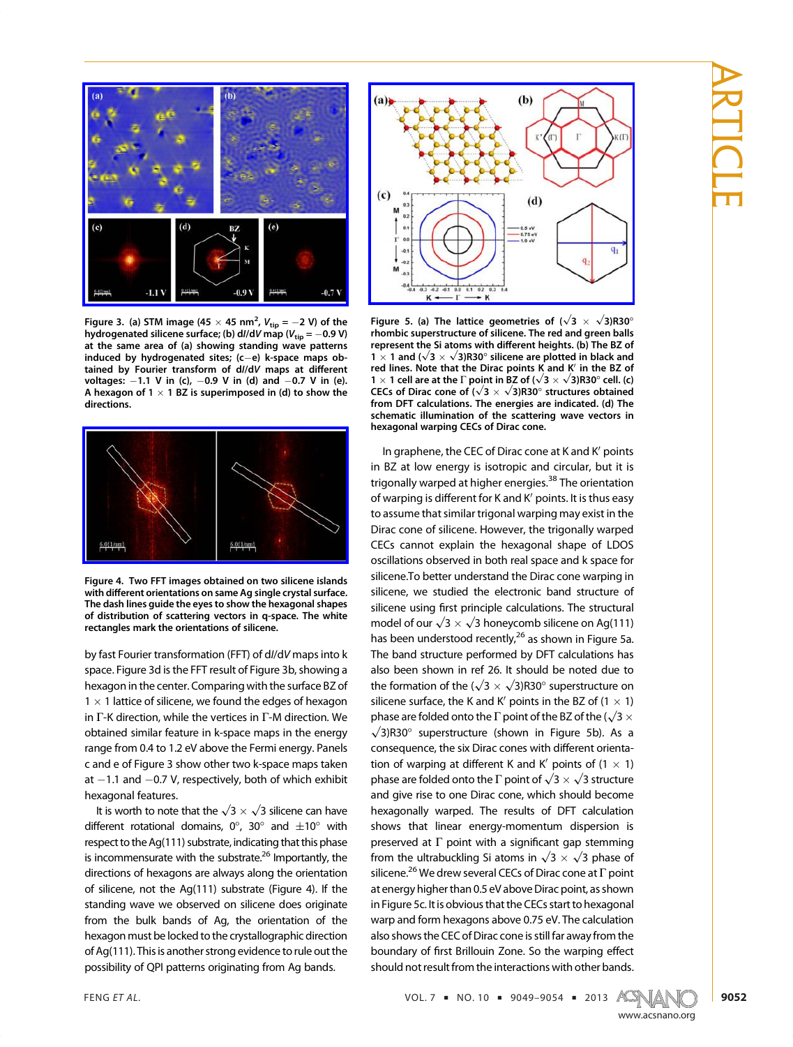Figure 3. (a) STM image (45 × 45 nm$^2$, $V_{tip}$ = −2 V) of the hydrogenated silicene surface; (b) d$I$/d$V$ map ($V_{tip}$ = −0.9 V) at the same area of (a) showing standing wave patterns induced by hydrogenated sites; (c−e) k-space maps obtained by Fourier transform of d$I$/d$V$ maps at different voltages: −1.1 V in (c), −0.9 V in (d) and −0.7 V in (e). A hexagon of 1 × 1 BZ is superimposed in (d) to show the directions.

Figure 4. Two FFT images obtained on two silicene islands with different orientations on same Ag single crystal surface. The dash lines guide the eyes to show the hexagonal shapes of distribution of scattering vectors in q-space. The white rectangles mark the orientations of silicene.

by fast Fourier transformation (FFT) of d$I$/d$V$ maps into k space. Figure 3d is the FFT result of Figure 3b, showing a hexagon in the center. Comparing with the surface BZ of 1 × 1 lattice of silicene, we found the edges of hexagon in Γ-K direction, while the vertices in Γ-M direction. We obtained similar feature in k-space maps in the energy range from 0.4 to 1.2 eV above the Fermi energy. Panels c and e of Figure 3 show other two k-space maps taken at −1.1 and −0.7 V, respectively, both of which exhibit hexagonal features.

It is worth to note that the $\sqrt{3} \times \sqrt{3}$ silicene can have different rotational domains, 0°, 30° and ±10° with respect to the Ag(111) substrate, indicating that this phase is incommensurate with the substrate.[26] Importantly, the directions of hexagons are always along the orientation of silicene, not the Ag(111) substrate (Figure 4). If the standing wave we observed on silicene does originate from the bulk bands of Ag, the orientation of the hexagon must be locked to the crystallographic direction of Ag(111). This is another strong evidence to rule out the possibility of QPI patterns originating from Ag bands.

Figure 5. (a) The lattice geometries of ($\sqrt{3} \times \sqrt{3}$)R30° rhombic superstructure of silicene. The red and green balls represent the Si atoms with different heights. (b) The BZ of 1 × 1 and ($\sqrt{3} \times \sqrt{3}$)R30° silicene are plotted in black and red lines. Note that the Dirac points K and K′ in the BZ of 1 × 1 cell are at the Γ point in BZ of ($\sqrt{3} \times \sqrt{3}$)R30° cell. (c) CECs of Dirac cone of ($\sqrt{3} \times \sqrt{3}$)R30° structures obtained from DFT calculations. The energies are indicated. (d) The schematic illumination of the scattering wave vectors in hexagonal warping CECs of Dirac cone.

In graphene, the CEC of Dirac cone at K and K′ points in BZ at low energy is isotropic and circular, but it is trigonally warped at higher energies.[38] The orientation of warping is different for K and K′ points. It is thus easy to assume that similar trigonal warping may exist in the Dirac cone of silicene. However, the trigonally warped CECs cannot explain the hexagonal shape of LDOS oscillations observed in both real space and k space for silicene.To better understand the Dirac cone warping in silicene, we studied the electronic band structure of silicene using first principle calculations. The structural model of our $\sqrt{3} \times \sqrt{3}$ honeycomb silicene on Ag(111) has been understood recently,[26] as shown in Figure 5a. The band structure performed by DFT calculations has also been shown in ref 26. It should be noted due to the formation of the ($\sqrt{3} \times \sqrt{3}$)R30° superstructure on silicene surface, the K and K′ points in the BZ of (1 × 1) phase are folded onto the Γ point of the BZ of the ($\sqrt{3} \times \sqrt{3}$)R30° superstructure (shown in Figure 5b). As a consequence, the six Dirac cones with different orientation of warping at different K and K′ points of (1 × 1) phase are folded onto the Γ point of $\sqrt{3} \times \sqrt{3}$ structure and give rise to one Dirac cone, which should become hexagonally warped. The results of DFT calculation shows that linear energy-momentum dispersion is preserved at Γ point with a significant gap stemming from the ultrabuckling Si atoms in $\sqrt{3} \times \sqrt{3}$ phase of silicene.[26] We drew several CECs of Dirac cone at Γ point at energy higher than 0.5 eV above Dirac point, as shown in Figure 5c. It is obvious that the CECs start to hexagonal warp and form hexagons above 0.75 eV. The calculation also shows the CEC of Dirac cone is still far away from the boundary of first Brillouin Zone. So the warping effect should not result from the interactions with other bands.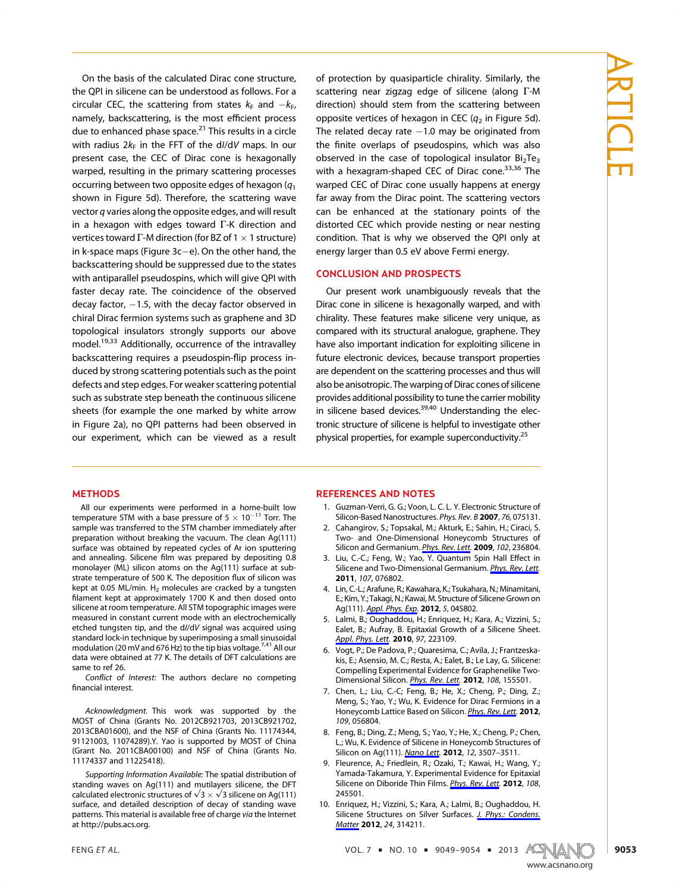On the basis of the calculated Dirac cone structure, the QPI in silicene can be understood as follows. For a circular CEC, the scattering from states $k_F$ and $-k_F$, namely, backscattering, is the most efficient process due to enhanced phase space.[21] This results in a circle with radius $2k_F$ in the FFT of the d$I$/d$V$ maps. In our present case, the CEC of Dirac cone is hexagonally warped, resulting in the primary scattering processes occurring between two opposite edges of hexagon ($q_1$ shown in Figure 5d). Therefore, the scattering wave vector $q$ varies along the opposite edges, and will result in a hexagon with edges toward Γ-K direction and vertices toward Γ-M direction (for BZ of 1 × 1 structure) in k-space maps (Figure 3c−e). On the other hand, the backscattering should be suppressed due to the states with antiparallel pseudospins, which will give QPI with faster decay rate. The coincidence of the observed decay factor, −1.5, with the decay factor observed in chiral Dirac fermion systems such as graphene and 3D topological insulators strongly supports our above model.[19,33] Additionally, occurrence of the intravalley backscattering requires a pseudospin-flip process induced by strong scattering potentials such as the point defects and step edges. For weaker scattering potential such as substrate step beneath the continuous silicene sheets (for example the one marked by white arrow in Figure 2a), no QPI patterns had been observed in our experiment, which can be viewed as a result of protection by quasiparticle chirality. Similarly, the scattering near zigzag edge of silicene (along Γ-M direction) should stem from the scattering between opposite vertices of hexagon in CEC ($q_2$ in Figure 5d). The related decay rate −1.0 may be originated from the finite overlaps of pseudospins, which was also observed in the case of topological insulator $Bi_2Te_3$ with a hexagram-shaped CEC of Dirac cone.[33,36] The warped CEC of Dirac cone usually happens at energy far away from the Dirac point. The scattering vectors can be enhanced at the stationary points of the distorted CEC which provide nesting or near nesting condition. That is why we observed the QPI only at energy larger than 0.5 eV above Fermi energy.

## CONCLUSION AND PROSPECTS

Our present work unambiguously reveals that the Dirac cone in silicene is hexagonally warped, and with chirality. These features make silicene very unique, as compared with its structural analogue, graphene. They have also important indication for exploiting silicene in future electronic devices, because transport properties are dependent on the scattering processes and thus will also be anisotropic. The warping of Dirac cones of silicene provides additional possibility to tune the carrier mobility in silicene based devices.[39,40] Understanding the electronic structure of silicene is helpful to investigate other physical properties, for example superconductivity.[25]

## METHODS

All our experiments were performed in a home-built low temperature STM with a base pressure of $5 \times 10^{-11}$ Torr. The sample was transferred to the STM chamber immediately after preparation without breaking the vacuum. The clean Ag(111) surface was obtained by repeated cycles of Ar ion sputtering and annealing. Silicene film was prepared by depositing 0.8 monolayer (ML) silicon atoms on the Ag(111) surface at substrate temperature of 500 K. The deposition flux of silicon was kept at 0.05 ML/min. $H_2$ molecules are cracked by a tungsten filament kept at approximately 1700 K and then dosed onto silicene at room temperature. All STM topographic images were measured in constant current mode with an electrochemically etched tungsten tip, and the d$I$/d$V$ signal was acquired using standard lock-in technique by superimposing a small sinusoidal modulation (20 mV and 676 Hz) to the tip bias voltage.[7,41] All our data were obtained at 77 K. The details of DFT calculations are same to ref 26.

*Conflict of Interest:* The authors declare no competing financial interest.

*Acknowledgment.* This work was supported by the MOST of China (Grants No. 2012CB921703, 2013CB921702, 2013CBA01600), and the NSF of China (Grants No. 11174344, 91121003, 11074289).Y. Yao is supported by MOST of China (Grant No. 2011CBA00100) and NSF of China (Grants No. 11174337 and 11225418).

*Supporting Information Available:* The spatial distribution of standing waves on Ag(111) and mutilayers silicene, the DFT calculated electronic structures of $\sqrt{3} \times \sqrt{3}$ silicene on Ag(111) surface, and detailed description of decay of standing wave patterns. This material is available free of charge *via* the Internet at http://pubs.acs.org.

## REFERENCES AND NOTES

1. Guzman-Verri, G. G.; Voon, L. C. L. Y. Electronic Structure of Silicon-Based Nanostructures. *Phys. Rev. B* **2007**, *76*, 075131.
2. Cahangirov, S.; Topsakal, M.; Akturk, E.; Sahin, H.; Ciraci, S. Two- and One-Dimensional Honeycomb Structures of Silicon and Germanium. *Phys. Rev. Lett.* **2009**, *102*, 236804.
3. Liu, C.-C.; Feng, W.; Yao, Y. Quantum Spin Hall Effect in Silicene and Two-Dimensional Germanium. *Phys. Rev. Lett.* **2011**, *107*, 076802.
4. Lin, C.-L.; Arafune, R.; Kawahara, K.; Tsukahara, N.; Minamitani, E.; Kim, Y.; Takagi, N.; Kawai, M. Structure of Silicene Grown on Ag(111). *Appl. Phys. Exp.* **2012**, *5*, 045802.
5. Lalmi, B.; Oughaddou, H.; Enriquez, H.; Kara, A.; Vizzini, S.; Ealet, B.; Aufray, B. Epitaxial Growth of a Silicene Sheet. *Appl. Phys. Lett.* **2010**, *97*, 223109.
6. Vogt, P.; De Padova, P.; Quaresima, C.; Avila, J.; Frantzeskakis, E.; Asensio, M. C.; Resta, A.; Ealet, B.; Le Lay, G. Silicene: Compelling Experimental Evidence for Graphenelike Two-Dimensional Silicon. *Phys. Rev. Lett.* **2012**, *108*, 155501.
7. Chen, L.; Liu, C.-C; Feng, B.; He, X.; Cheng, P.; Ding, Z.; Meng, S.; Yao, Y.; Wu, K. Evidence for Dirac Fermions in a Honeycomb Lattice Based on Silicon. *Phys. Rev. Lett.* **2012**, *109*, 056804.
8. Feng, B.; Ding, Z.; Meng, S.; Yao, Y.; He, X.; Cheng, P.; Chen, L.; Wu, K. Evidence of Silicene in Honeycomb Structures of Silicon on Ag(111). *Nano Lett.* **2012**, *12*, 3507–3511.
9. Fleurence, A.; Friedlein, R.; Ozaki, T.; Kawai, H.; Wang, Y.; Yamada-Takamura, Y. Experimental Evidence for Epitaxial Silicene on Diboride Thin Films. *Phys. Rev. Lett.* **2012**, *108*, 245501.
10. Enriquez, H.; Vizzini, S.; Kara, A.; Lalmi, B.; Oughaddou, H. Silicene Structures on Silver Surfaces. *J. Phys.: Condens. Matter* **2012**, *24*, 314211.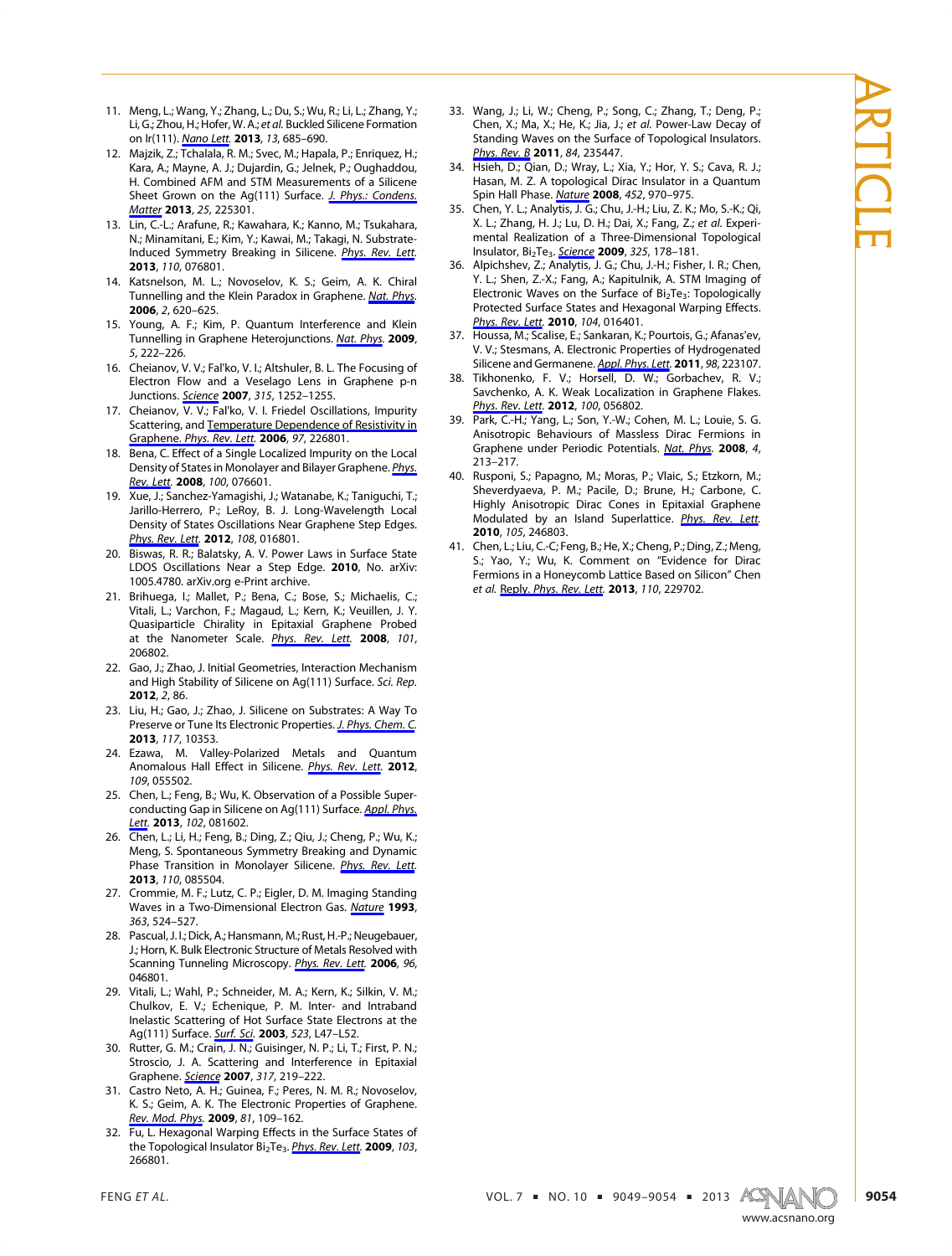11. Meng, L.; Wang, Y.; Zhang, L.; Du, S.; Wu, R.; Li, L.; Zhang, Y.; Li, G.; Zhou, H.; Hofer, W. A.; *et al.* Buckled Silicene Formation on Ir(111). *Nano Lett.* **2013**, *13*, 685–690.
12. Majzik, Z.; Tchalala, R. M.; Svec, M.; Hapala, P.; Enriquez, H.; Kara, A.; Mayne, A. J.; Dujardin, G.; Jelnek, P.; Oughaddou, H. Combined AFM and STM Measurements of a Silicene Sheet Grown on the Ag(111) Surface. *J. Phys.: Condens. Matter* **2013**, *25*, 225301.
13. Lin, C.-L.; Arafune, R.; Kawahara, K.; Kanno, M.; Tsukahara, N.; Minamitani, E.; Kim, Y.; Kawai, M.; Takagi, N. Substrate-Induced Symmetry Breaking in Silicene. *Phys. Rev. Lett.* **2013**, *110*, 076801.
14. Katsnelson, M. L.; Novoselov, K. S.; Geim, A. K. Chiral Tunnelling and the Klein Paradox in Graphene. *Nat. Phys.* **2006**, *2*, 620–625.
15. Young, A. F.; Kim, P. Quantum Interference and Klein Tunnelling in Graphene Heterojunctions. *Nat. Phys.* **2009**, *5*, 222–226.
16. Cheianov, V. V.; Fal'ko, V. I.; Altshuler, B. L. The Focusing of Electron Flow and a Veselago Lens in Graphene p-n Junctions. *Science* **2007**, *315*, 1252–1255.
17. Cheianov, V. V.; Fal'ko, V. I. Friedel Oscillations, Impurity Scattering, and Temperature Dependence of Resistivity in Graphene. *Phys. Rev. Lett.* **2006**, *97*, 226801.
18. Bena, C. Effect of a Single Localized Impurity on the Local Density of States in Monolayer and Bilayer Graphene. *Phys. Rev. Lett.* **2008**, *100*, 076601.
19. Xue, J.; Sanchez-Yamagishi, J.; Watanabe, K.; Taniguchi, T.; Jarillo-Herrero, P.; LeRoy, B. J. Long-Wavelength Local Density of States Oscillations Near Graphene Step Edges. *Phys. Rev. Lett.* **2012**, *108*, 016801.
20. Biswas, R. R.; Balatsky, A. V. Power Laws in Surface State LDOS Oscillations Near a Step Edge. **2010**, No. arXiv: 1005.4780. arXiv.org e-Print archive.
21. Brihuega, I.; Mallet, P.; Bena, C.; Bose, S.; Michaelis, C.; Vitali, L.; Varchon, F.; Magaud, L.; Kern, K.; Veuillen, J. Y. Quasiparticle Chirality in Epitaxial Graphene Probed at the Nanometer Scale. *Phys. Rev. Lett.* **2008**, *101*, 206802.
22. Gao, J.; Zhao, J. Initial Geometries, Interaction Mechanism and High Stability of Silicene on Ag(111) Surface. *Sci. Rep.* **2012**, *2*, 86.
23. Liu, H.; Gao, J.; Zhao, J. Silicene on Substrates: A Way To Preserve or Tune Its Electronic Properties. *J. Phys. Chem. C* **2013**, *117*, 10353.
24. Ezawa, M. Valley-Polarized Metals and Quantum Anomalous Hall Effect in Silicene. *Phys. Rev. Lett.* **2012**, *109*, 055502.
25. Chen, L.; Feng, B.; Wu, K. Observation of a Possible Superconducting Gap in Silicene on Ag(111) Surface. *Appl. Phys. Lett.* **2013**, *102*, 081602.
26. Chen, L.; Li, H.; Feng, B.; Ding, Z.; Qiu, J.; Cheng, P.; Wu, K.; Meng, S. Spontaneous Symmetry Breaking and Dynamic Phase Transition in Monolayer Silicene. *Phys. Rev. Lett.* **2013**, *110*, 085504.
27. Crommie, M. F.; Lutz, C. P.; Eigler, D. M. Imaging Standing Waves in a Two-Dimensional Electron Gas. *Nature* **1993**, *363*, 524–527.
28. Pascual, J. I.; Dick, A.; Hansmann, M.; Rust, H.-P.; Neugebauer, J.; Horn, K. Bulk Electronic Structure of Metals Resolved with Scanning Tunneling Microscopy. *Phys. Rev. Lett.* **2006**, *96*, 046801.
29. Vitali, L.; Wahl, P.; Schneider, M. A.; Kern, K.; Silkin, V. M.; Chulkov, E. V.; Echenique, P. M. Inter- and Intraband Inelastic Scattering of Hot Surface State Electrons at the Ag(111) Surface. *Surf. Sci.* **2003**, *523*, L47–L52.
30. Rutter, G. M.; Crain, J. N.; Guisinger, N. P.; Li, T.; First, P. N.; Stroscio, J. A. Scattering and Interference in Epitaxial Graphene. *Science* **2007**, *317*, 219–222.
31. Castro Neto, A. H.; Guinea, F.; Peres, N. M. R.; Novoselov, K. S.; Geim, A. K. The Electronic Properties of Graphene. *Rev. Mod. Phys.* **2009**, *81*, 109–162.
32. Fu, L. Hexagonal Warping Effects in the Surface States of the Topological Insulator $Bi_2Te_3$. *Phys. Rev. Lett.* **2009**, *103*, 266801.
33. Wang, J.; Li, W.; Cheng, P.; Song, C.; Zhang, T.; Deng, P.; Chen, X.; Ma, X.; He, K.; Jia, J.; *et al.* Power-Law Decay of Standing Waves on the Surface of Topological Insulators. *Phys. Rev. B* **2011**, *84*, 235447.
34. Hsieh, D.; Qian, D.; Wray, L.; Xia, Y.; Hor, Y. S.; Cava, R. J.; Hasan, M. Z. A topological Dirac Insulator in a Quantum Spin Hall Phase. *Nature* **2008**, *452*, 970–975.
35. Chen, Y. L.; Analytis, J. G.; Chu, J.-H.; Liu, Z. K.; Mo, S.-K.; Qi, X. L.; Zhang, H. J.; Lu, D. H.; Dai, X.; Fang, Z.; *et al.* Experimental Realization of a Three-Dimensional Topological Insulator, $Bi_2Te_3$. *Science* **2009**, *325*, 178–181.
36. Alpichshev, Z.; Analytis, J. G.; Chu, J.-H.; Fisher, I. R.; Chen, Y. L.; Shen, Z.-X.; Fang, A.; Kapitulnik, A. STM Imaging of Electronic Waves on the Surface of $Bi_2Te_3$: Topologically Protected Surface States and Hexagonal Warping Effects. *Phys. Rev. Lett.* **2010**, *104*, 016401.
37. Houssa, M.; Scalise, E.; Sankaran, K.; Pourtois, G.; Afanas'ev, V. V.; Stesmans, A. Electronic Properties of Hydrogenated Silicene and Germanene. *Appl. Phys. Lett.* **2011**, *98*, 223107.
38. Tikhonenko, F. V.; Horsell, D. W.; Gorbachev, R. V.; Savchenko, A. K. Weak Localization in Graphene Flakes. *Phys. Rev. Lett.* **2012**, *100*, 056802.
39. Park, C.-H.; Yang, L.; Son, Y.-W.; Cohen, M. L.; Louie, S. G. Anisotropic Behaviours of Massless Dirac Fermions in Graphene under Periodic Potentials. *Nat. Phys.* **2008**, *4*, 213–217.
40. Rusponi, S.; Papagno, M.; Moras, P.; Vlaic, S.; Etzkorn, M.; Sheverdyaeva, P. M.; Pacile, D.; Brune, H.; Carbone, C. Highly Anisotropic Dirac Cones in Epitaxial Graphene Modulated by an Island Superlattice. *Phys. Rev. Lett.* **2010**, *105*, 246803.
41. Chen, L.; Liu, C.-C; Feng, B.; He, X.; Cheng, P.; Ding, Z.; Meng, S.; Yao, Y.; Wu, K. Comment on "Evidence for Dirac Fermions in a Honeycomb Lattice Based on Silicon" Chen *et al.* Reply. *Phys. Rev. Lett.* **2013**, *110*, 229702.